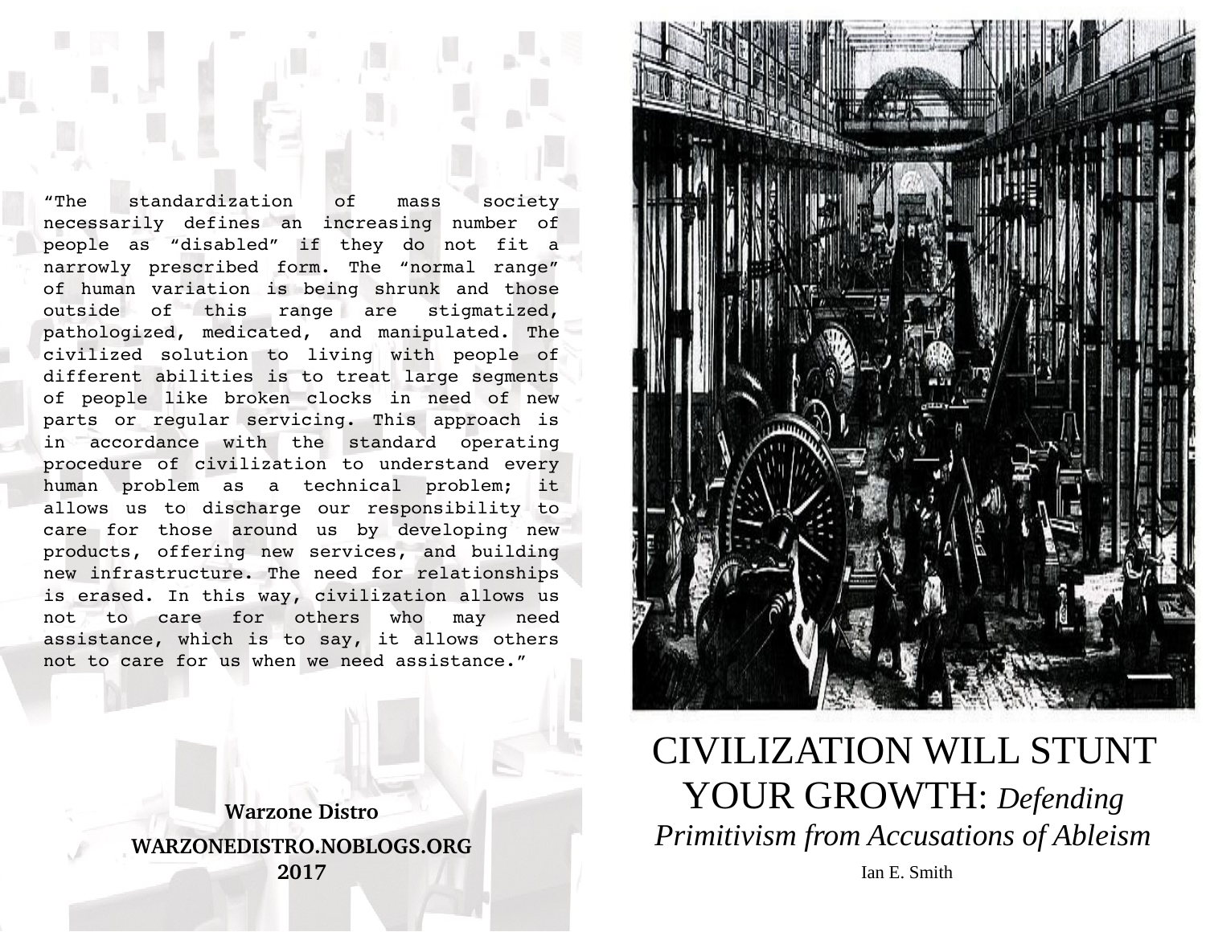"The standardization of mass society necessarily defines an increasing number of people as "disabled" if they do not fit a narrowly prescribed form. The "normal range" of human variation is being shrunk and those outside of this range are stigmatized, pathologized, medicated, and manipulated. The civilized solution to living with people of different abilities is to treat large segments of people like broken clocks in need of new parts or regular servicing. This approach is in accordance with the standard operating procedure of civilization to understand every human problem as a technical problem; it allows us to discharge our responsibility to care for those around us by developing new products, offering new services, and building new infrastructure. The need for relationships is erased. In this way, civilization allows us not to care for others who may need assistance, which is to say, it allows others not to care for us when we need assistance."

**Warzone Distro**

**WARZONEDISTRO.NOBLOGS.ORG**
**2017**

# CIVILIZATION WILL STUNT YOUR GROWTH: *Defending Primitivism from Accusations of Ableism*

Ian E. Smith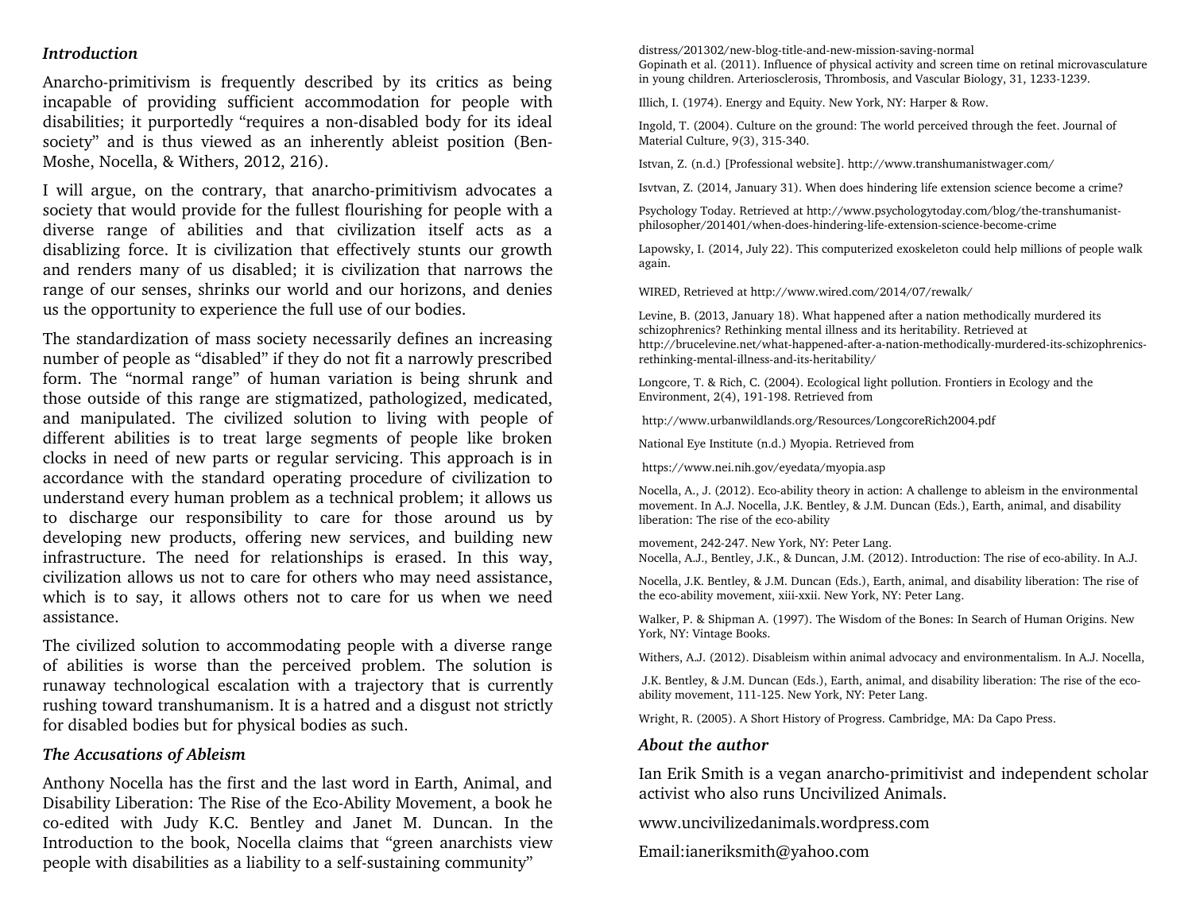### *Introduction*

Anarcho-primitivism is frequently described by its critics as being incapable of providing sufficient accommodation for people with disabilities; it purportedly "requires a non-disabled body for its ideal society" and is thus viewed as an inherently ableist position (Ben-Moshe, Nocella, & Withers, 2012, 216).

I will argue, on the contrary, that anarcho-primitivism advocates a society that would provide for the fullest flourishing for people with a diverse range of abilities and that civilization itself acts as a disablizing force. It is civilization that effectively stunts our growth and renders many of us disabled; it is civilization that narrows the range of our senses, shrinks our world and our horizons, and denies us the opportunity to experience the full use of our bodies.

The standardization of mass society necessarily defines an increasing number of people as "disabled" if they do not fit a narrowly prescribed form. The "normal range" of human variation is being shrunk and those outside of this range are stigmatized, pathologized, medicated, and manipulated. The civilized solution to living with people of different abilities is to treat large segments of people like broken clocks in need of new parts or regular servicing. This approach is in accordance with the standard operating procedure of civilization to understand every human problem as a technical problem; it allows us to discharge our responsibility to care for those around us by developing new products, offering new services, and building new infrastructure. The need for relationships is erased. In this way, civilization allows us not to care for others who may need assistance, which is to say, it allows others not to care for us when we need assistance.

The civilized solution to accommodating people with a diverse range of abilities is worse than the perceived problem. The solution is runaway technological escalation with a trajectory that is currently rushing toward transhumanism. It is a hatred and a disgust not strictly for disabled bodies but for physical bodies as such.

### *The Accusations of Ableism*

Anthony Nocella has the first and the last word in Earth, Animal, and Disability Liberation: The Rise of the Eco-Ability Movement, a book he co-edited with Judy K.C. Bentley and Janet M. Duncan. In the Introduction to the book, Nocella claims that "green anarchists view people with disabilities as a liability to a self-sustaining community"

distress/201302/new-blog-title-and-new-mission-saving-normal

Gopinath et al. (2011). Influence of physical activity and screen time on retinal microvasculature in young children. Arteriosclerosis, Thrombosis, and Vascular Biology, 31, 1233-1239.

Illich, I. (1974). Energy and Equity. New York, NY: Harper & Row.

Ingold, T. (2004). Culture on the ground: The world perceived through the feet. Journal of Material Culture, 9(3), 315-340.

Istvan, Z. (n.d.) [Professional website]. http://www.transhumanistwager.com/

Isvtvan, Z. (2014, January 31). When does hindering life extension science become a crime?

Psychology Today. Retrieved at http://www.psychologytoday.com/blog/the-transhumanist-philosopher/201401/when-does-hindering-life-extension-science-become-crime

Lapowsky, I. (2014, July 22). This computerized exoskeleton could help millions of people walk again.

WIRED, Retrieved at http://www.wired.com/2014/07/rewalk/

Levine, B. (2013, January 18). What happened after a nation methodically murdered its schizophrenics? Rethinking mental illness and its heritability. Retrieved at http://brucelevine.net/what-happened-after-a-nation-methodically-murdered-its-schizophrenics-rethinking-mental-illness-and-its-heritability/

Longcore, T. & Rich, C. (2004). Ecological light pollution. Frontiers in Ecology and the Environment, 2(4), 191-198. Retrieved from

http://www.urbanwildlands.org/Resources/LongcoreRich2004.pdf

National Eye Institute (n.d.) Myopia. Retrieved from

https://www.nei.nih.gov/eyedata/myopia.asp

Nocella, A., J. (2012). Eco-ability theory in action: A challenge to ableism in the environmental movement. In A.J. Nocella, J.K. Bentley, & J.M. Duncan (Eds.), Earth, animal, and disability liberation: The rise of the eco-ability

movement, 242-247. New York, NY: Peter Lang.

Nocella, A.J., Bentley, J.K., & Duncan, J.M. (2012). Introduction: The rise of eco-ability. In A.J.

Nocella, J.K. Bentley, & J.M. Duncan (Eds.), Earth, animal, and disability liberation: The rise of the eco-ability movement, xiii-xxii. New York, NY: Peter Lang.

Walker, P. & Shipman A. (1997). The Wisdom of the Bones: In Search of Human Origins. New York, NY: Vintage Books.

Withers, A.J. (2012). Disableism within animal advocacy and environmentalism. In A.J. Nocella,

J.K. Bentley, & J.M. Duncan (Eds.), Earth, animal, and disability liberation: The rise of the eco-ability movement, 111-125. New York, NY: Peter Lang.

Wright, R. (2005). A Short History of Progress. Cambridge, MA: Da Capo Press.

### *About the author*

Ian Erik Smith is a vegan anarcho-primitivist and independent scholar activist who also runs Uncivilized Animals.

www.uncivilizedanimals.wordpress.com

Email:ianeriksmith@yahoo.com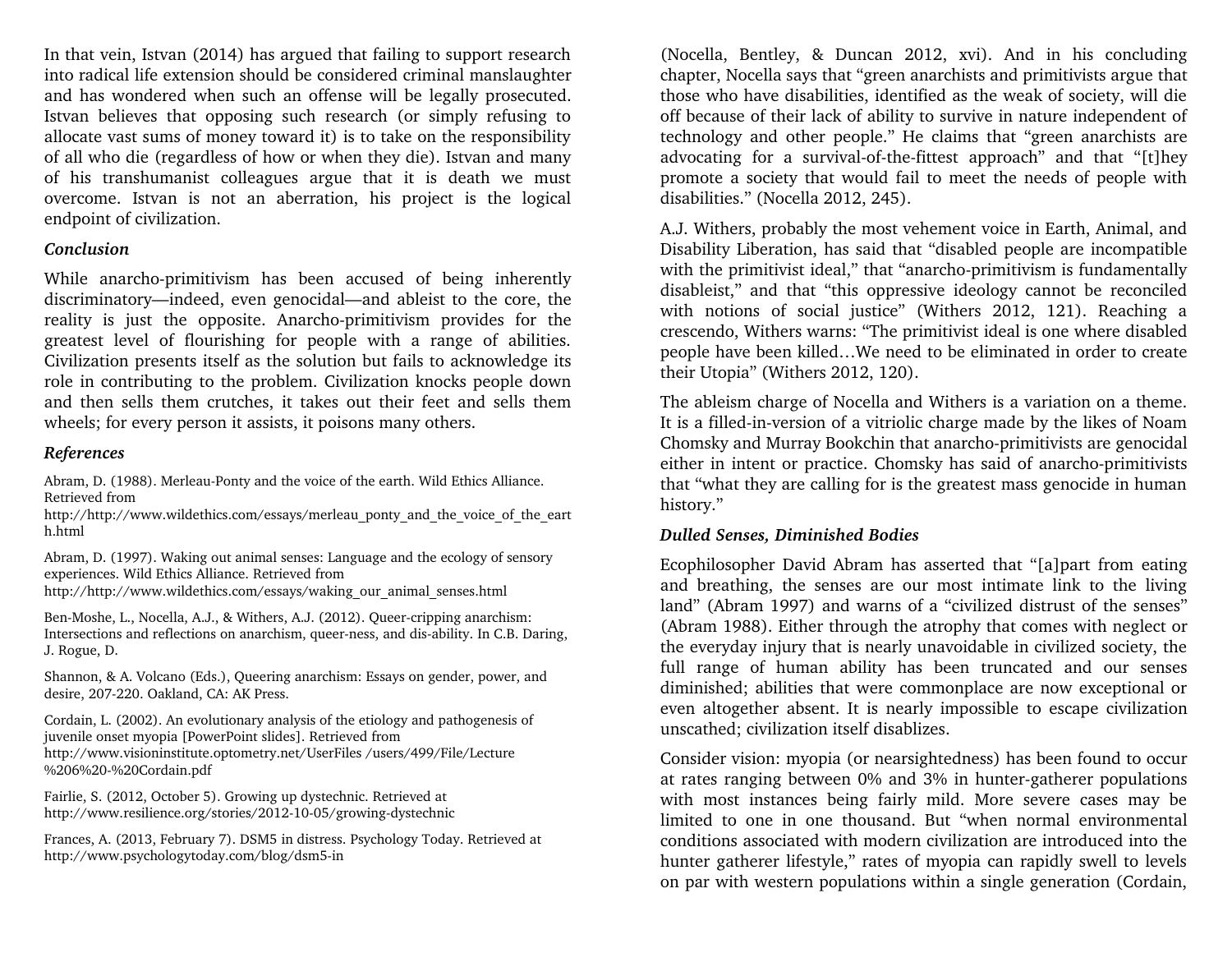In that vein, Istvan (2014) has argued that failing to support research into radical life extension should be considered criminal manslaughter and has wondered when such an offense will be legally prosecuted. Istvan believes that opposing such research (or simply refusing to allocate vast sums of money toward it) is to take on the responsibility of all who die (regardless of how or when they die). Istvan and many of his transhumanist colleagues argue that it is death we must overcome. Istvan is not an aberration, his project is the logical endpoint of civilization.

### *Conclusion*

While anarcho-primitivism has been accused of being inherently discriminatory—indeed, even genocidal—and ableist to the core, the reality is just the opposite. Anarcho-primitivism provides for the greatest level of flourishing for people with a range of abilities. Civilization presents itself as the solution but fails to acknowledge its role in contributing to the problem. Civilization knocks people down and then sells them crutches, it takes out their feet and sells them wheels; for every person it assists, it poisons many others.

### *References*

Abram, D. (1988). Merleau-Ponty and the voice of the earth. Wild Ethics Alliance. Retrieved from http://http://www.wildethics.com/essays/merleau_ponty_and_the_voice_of_the_earth.html

Abram, D. (1997). Waking out animal senses: Language and the ecology of sensory experiences. Wild Ethics Alliance. Retrieved from http://http://www.wildethics.com/essays/waking_our_animal_senses.html

Ben-Moshe, L., Nocella, A.J., & Withers, A.J. (2012). Queer-cripping anarchism: Intersections and reflections on anarchism, queer-ness, and dis-ability. In C.B. Daring, J. Rogue, D.

Shannon, & A. Volcano (Eds.), Queering anarchism: Essays on gender, power, and desire, 207-220. Oakland, CA: AK Press.

Cordain, L. (2002). An evolutionary analysis of the etiology and pathogenesis of juvenile onset myopia [PowerPoint slides]. Retrieved from http://www.visioninstitute.optometry.net/UserFiles /users/499/File/Lecture%206%20-%20Cordain.pdf

Fairlie, S. (2012, October 5). Growing up dystechnic. Retrieved at http://www.resilience.org/stories/2012-10-05/growing-dystechnic

Frances, A. (2013, February 7). DSM5 in distress. Psychology Today. Retrieved at http://www.psychologytoday.com/blog/dsm5-in

(Nocella, Bentley, & Duncan 2012, xvi). And in his concluding chapter, Nocella says that "green anarchists and primitivists argue that those who have disabilities, identified as the weak of society, will die off because of their lack of ability to survive in nature independent of technology and other people." He claims that "green anarchists are advocating for a survival-of-the-fittest approach" and that "[t]hey promote a society that would fail to meet the needs of people with disabilities." (Nocella 2012, 245).

A.J. Withers, probably the most vehement voice in Earth, Animal, and Disability Liberation, has said that "disabled people are incompatible with the primitivist ideal," that "anarcho-primitivism is fundamentally disableist," and that "this oppressive ideology cannot be reconciled with notions of social justice" (Withers 2012, 121). Reaching a crescendo, Withers warns: "The primitivist ideal is one where disabled people have been killed…We need to be eliminated in order to create their Utopia" (Withers 2012, 120).

The ableism charge of Nocella and Withers is a variation on a theme. It is a filled-in-version of a vitriolic charge made by the likes of Noam Chomsky and Murray Bookchin that anarcho-primitivists are genocidal either in intent or practice. Chomsky has said of anarcho-primitivists that "what they are calling for is the greatest mass genocide in human history."

### *Dulled Senses, Diminished Bodies*

Ecophilosopher David Abram has asserted that "[a]part from eating and breathing, the senses are our most intimate link to the living land" (Abram 1997) and warns of a "civilized distrust of the senses" (Abram 1988). Either through the atrophy that comes with neglect or the everyday injury that is nearly unavoidable in civilized society, the full range of human ability has been truncated and our senses diminished; abilities that were commonplace are now exceptional or even altogether absent. It is nearly impossible to escape civilization unscathed; civilization itself disablizes.

Consider vision: myopia (or nearsightedness) has been found to occur at rates ranging between 0% and 3% in hunter-gatherer populations with most instances being fairly mild. More severe cases may be limited to one in one thousand. But "when normal environmental conditions associated with modern civilization are introduced into the hunter gatherer lifestyle," rates of myopia can rapidly swell to levels on par with western populations within a single generation (Cordain,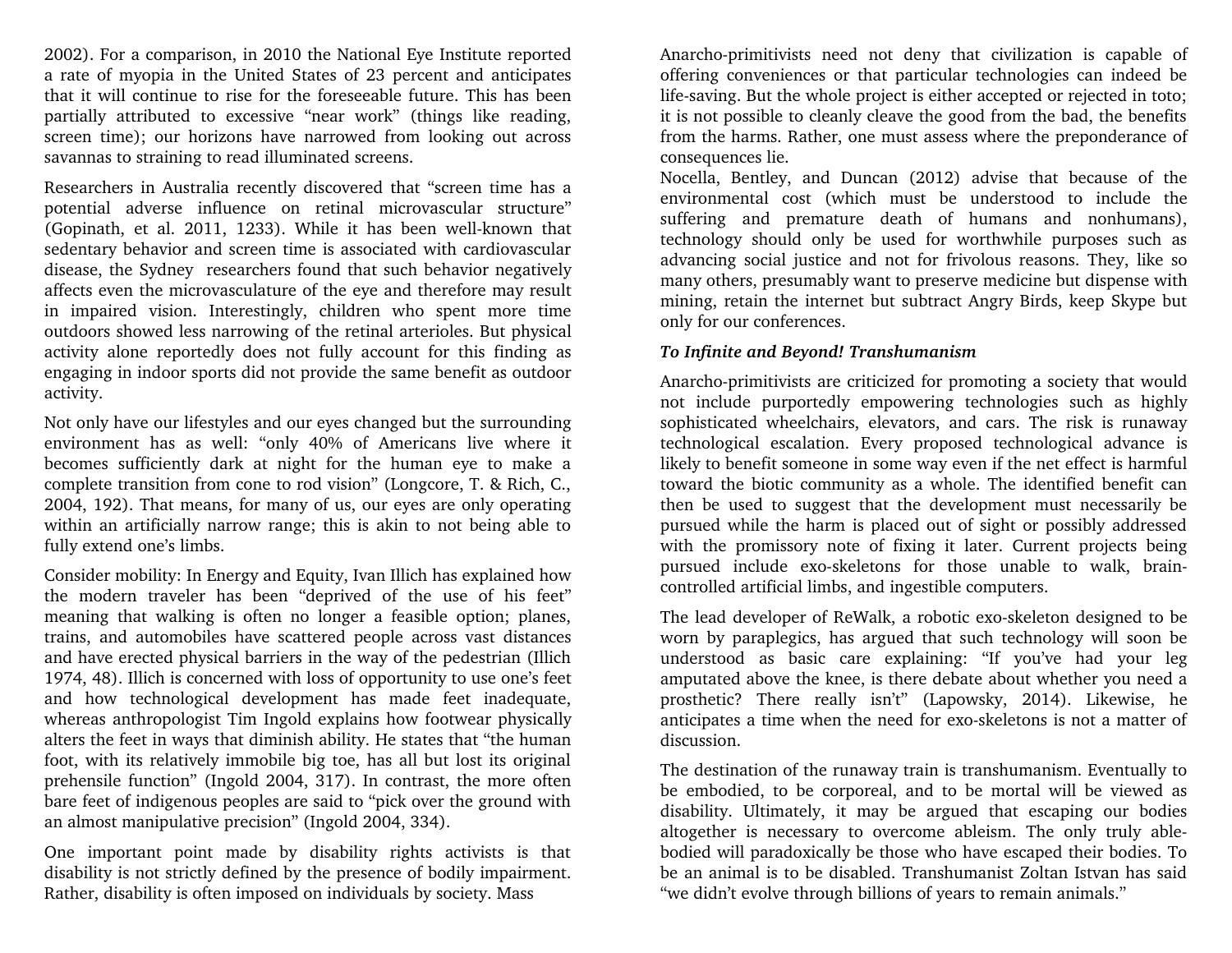2002). For a comparison, in 2010 the National Eye Institute reported a rate of myopia in the United States of 23 percent and anticipates that it will continue to rise for the foreseeable future. This has been partially attributed to excessive "near work" (things like reading, screen time); our horizons have narrowed from looking out across savannas to straining to read illuminated screens.

Researchers in Australia recently discovered that "screen time has a potential adverse influence on retinal microvascular structure" (Gopinath, et al. 2011, 1233). While it has been well-known that sedentary behavior and screen time is associated with cardiovascular disease, the Sydney researchers found that such behavior negatively affects even the microvasculature of the eye and therefore may result in impaired vision. Interestingly, children who spent more time outdoors showed less narrowing of the retinal arterioles. But physical activity alone reportedly does not fully account for this finding as engaging in indoor sports did not provide the same benefit as outdoor activity.

Not only have our lifestyles and our eyes changed but the surrounding environment has as well: "only 40% of Americans live where it becomes sufficiently dark at night for the human eye to make a complete transition from cone to rod vision" (Longcore, T. & Rich, C., 2004, 192). That means, for many of us, our eyes are only operating within an artificially narrow range; this is akin to not being able to fully extend one's limbs.

Consider mobility: In Energy and Equity, Ivan Illich has explained how the modern traveler has been "deprived of the use of his feet" meaning that walking is often no longer a feasible option; planes, trains, and automobiles have scattered people across vast distances and have erected physical barriers in the way of the pedestrian (Illich 1974, 48). Illich is concerned with loss of opportunity to use one's feet and how technological development has made feet inadequate, whereas anthropologist Tim Ingold explains how footwear physically alters the feet in ways that diminish ability. He states that "the human foot, with its relatively immobile big toe, has all but lost its original prehensile function" (Ingold 2004, 317). In contrast, the more often bare feet of indigenous peoples are said to "pick over the ground with an almost manipulative precision" (Ingold 2004, 334).

One important point made by disability rights activists is that disability is not strictly defined by the presence of bodily impairment. Rather, disability is often imposed on individuals by society. Mass

Anarcho-primitivists need not deny that civilization is capable of offering conveniences or that particular technologies can indeed be life-saving. But the whole project is either accepted or rejected in toto; it is not possible to cleanly cleave the good from the bad, the benefits from the harms. Rather, one must assess where the preponderance of consequences lie.

Nocella, Bentley, and Duncan (2012) advise that because of the environmental cost (which must be understood to include the suffering and premature death of humans and nonhumans), technology should only be used for worthwhile purposes such as advancing social justice and not for frivolous reasons. They, like so many others, presumably want to preserve medicine but dispense with mining, retain the internet but subtract Angry Birds, keep Skype but only for our conferences.

### *To Infinite and Beyond! Transhumanism*

Anarcho-primitivists are criticized for promoting a society that would not include purportedly empowering technologies such as highly sophisticated wheelchairs, elevators, and cars. The risk is runaway technological escalation. Every proposed technological advance is likely to benefit someone in some way even if the net effect is harmful toward the biotic community as a whole. The identified benefit can then be used to suggest that the development must necessarily be pursued while the harm is placed out of sight or possibly addressed with the promissory note of fixing it later. Current projects being pursued include exo-skeletons for those unable to walk, brain-controlled artificial limbs, and ingestible computers.

The lead developer of ReWalk, a robotic exo-skeleton designed to be worn by paraplegics, has argued that such technology will soon be understood as basic care explaining: "If you've had your leg amputated above the knee, is there debate about whether you need a prosthetic? There really isn't" (Lapowsky, 2014). Likewise, he anticipates a time when the need for exo-skeletons is not a matter of discussion.

The destination of the runaway train is transhumanism. Eventually to be embodied, to be corporeal, and to be mortal will be viewed as disability. Ultimately, it may be argued that escaping our bodies altogether is necessary to overcome ableism. The only truly able-bodied will paradoxically be those who have escaped their bodies. To be an animal is to be disabled. Transhumanist Zoltan Istvan has said "we didn't evolve through billions of years to remain animals."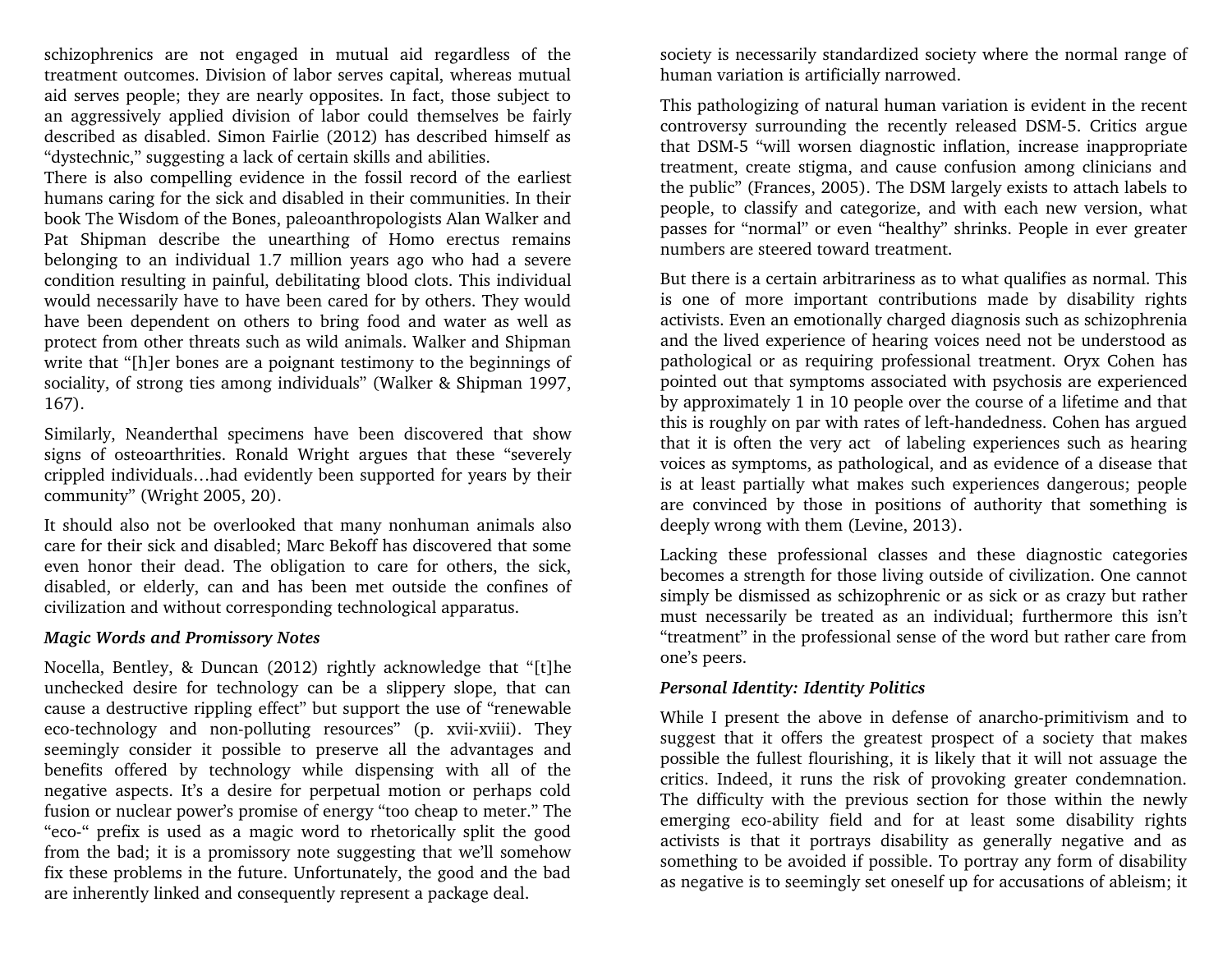schizophrenics are not engaged in mutual aid regardless of the treatment outcomes. Division of labor serves capital, whereas mutual aid serves people; they are nearly opposites. In fact, those subject to an aggressively applied division of labor could themselves be fairly described as disabled. Simon Fairlie (2012) has described himself as "dystechnic," suggesting a lack of certain skills and abilities.

There is also compelling evidence in the fossil record of the earliest humans caring for the sick and disabled in their communities. In their book The Wisdom of the Bones, paleoanthropologists Alan Walker and Pat Shipman describe the unearthing of Homo erectus remains belonging to an individual 1.7 million years ago who had a severe condition resulting in painful, debilitating blood clots. This individual would necessarily have to have been cared for by others. They would have been dependent on others to bring food and water as well as protect from other threats such as wild animals. Walker and Shipman write that "[h]er bones are a poignant testimony to the beginnings of sociality, of strong ties among individuals" (Walker & Shipman 1997, 167).

Similarly, Neanderthal specimens have been discovered that show signs of osteoarthrities. Ronald Wright argues that these "severely crippled individuals…had evidently been supported for years by their community" (Wright 2005, 20).

It should also not be overlooked that many nonhuman animals also care for their sick and disabled; Marc Bekoff has discovered that some even honor their dead. The obligation to care for others, the sick, disabled, or elderly, can and has been met outside the confines of civilization and without corresponding technological apparatus.

### *Magic Words and Promissory Notes*

Nocella, Bentley, & Duncan (2012) rightly acknowledge that "[t]he unchecked desire for technology can be a slippery slope, that can cause a destructive rippling effect" but support the use of "renewable eco-technology and non-polluting resources" (p. xvii-xviii). They seemingly consider it possible to preserve all the advantages and benefits offered by technology while dispensing with all of the negative aspects. It's a desire for perpetual motion or perhaps cold fusion or nuclear power's promise of energy "too cheap to meter." The "eco-" prefix is used as a magic word to rhetorically split the good from the bad; it is a promissory note suggesting that we'll somehow fix these problems in the future. Unfortunately, the good and the bad are inherently linked and consequently represent a package deal.

society is necessarily standardized society where the normal range of human variation is artificially narrowed.

This pathologizing of natural human variation is evident in the recent controversy surrounding the recently released DSM-5. Critics argue that DSM-5 "will worsen diagnostic inflation, increase inappropriate treatment, create stigma, and cause confusion among clinicians and the public" (Frances, 2005). The DSM largely exists to attach labels to people, to classify and categorize, and with each new version, what passes for "normal" or even "healthy" shrinks. People in ever greater numbers are steered toward treatment.

But there is a certain arbitrariness as to what qualifies as normal. This is one of more important contributions made by disability rights activists. Even an emotionally charged diagnosis such as schizophrenia and the lived experience of hearing voices need not be understood as pathological or as requiring professional treatment. Oryx Cohen has pointed out that symptoms associated with psychosis are experienced by approximately 1 in 10 people over the course of a lifetime and that this is roughly on par with rates of left-handedness. Cohen has argued that it is often the very act of labeling experiences such as hearing voices as symptoms, as pathological, and as evidence of a disease that is at least partially what makes such experiences dangerous; people are convinced by those in positions of authority that something is deeply wrong with them (Levine, 2013).

Lacking these professional classes and these diagnostic categories becomes a strength for those living outside of civilization. One cannot simply be dismissed as schizophrenic or as sick or as crazy but rather must necessarily be treated as an individual; furthermore this isn't "treatment" in the professional sense of the word but rather care from one's peers.

### *Personal Identity: Identity Politics*

While I present the above in defense of anarcho-primitivism and to suggest that it offers the greatest prospect of a society that makes possible the fullest flourishing, it is likely that it will not assuage the critics. Indeed, it runs the risk of provoking greater condemnation. The difficulty with the previous section for those within the newly emerging eco-ability field and for at least some disability rights activists is that it portrays disability as generally negative and as something to be avoided if possible. To portray any form of disability as negative is to seemingly set oneself up for accusations of ableism; it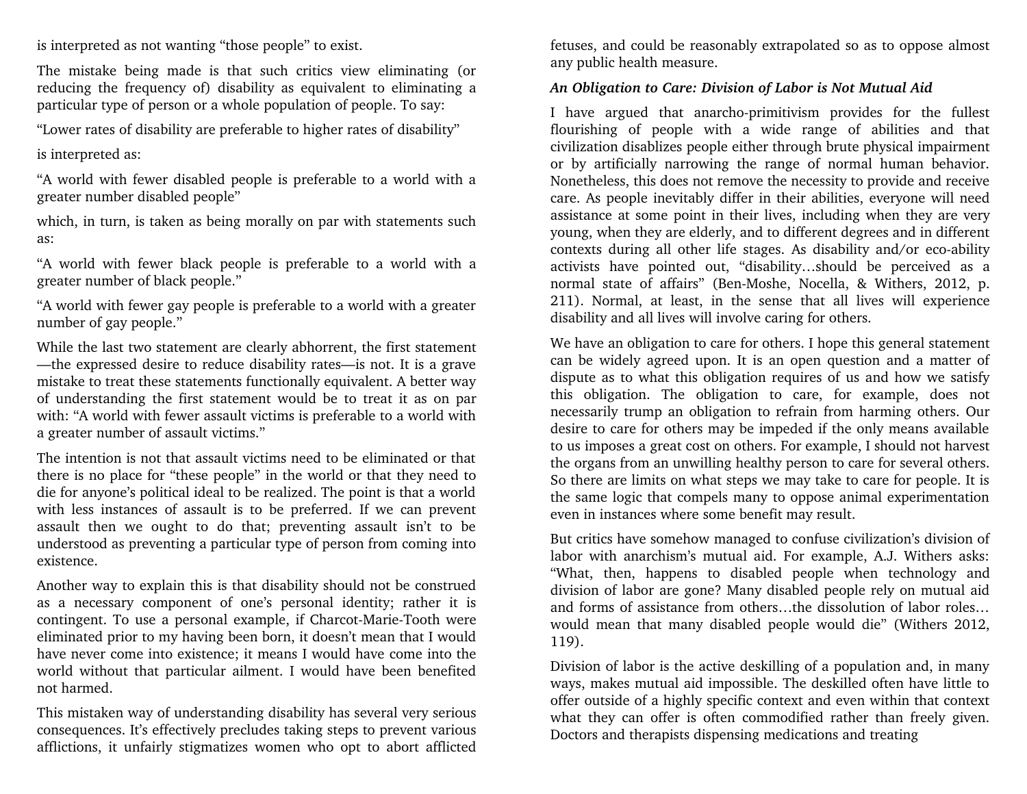is interpreted as not wanting "those people" to exist.

The mistake being made is that such critics view eliminating (or reducing the frequency of) disability as equivalent to eliminating a particular type of person or a whole population of people. To say:

"Lower rates of disability are preferable to higher rates of disability"

is interpreted as:

"A world with fewer disabled people is preferable to a world with a greater number disabled people"

which, in turn, is taken as being morally on par with statements such as:

"A world with fewer black people is preferable to a world with a greater number of black people."

"A world with fewer gay people is preferable to a world with a greater number of gay people."

While the last two statement are clearly abhorrent, the first statement —the expressed desire to reduce disability rates—is not. It is a grave mistake to treat these statements functionally equivalent. A better way of understanding the first statement would be to treat it as on par with: "A world with fewer assault victims is preferable to a world with a greater number of assault victims."

The intention is not that assault victims need to be eliminated or that there is no place for "these people" in the world or that they need to die for anyone's political ideal to be realized. The point is that a world with less instances of assault is to be preferred. If we can prevent assault then we ought to do that; preventing assault isn't to be understood as preventing a particular type of person from coming into existence.

Another way to explain this is that disability should not be construed as a necessary component of one's personal identity; rather it is contingent. To use a personal example, if Charcot-Marie-Tooth were eliminated prior to my having been born, it doesn't mean that I would have never come into existence; it means I would have come into the world without that particular ailment. I would have been benefited not harmed.

This mistaken way of understanding disability has several very serious consequences. It's effectively precludes taking steps to prevent various afflictions, it unfairly stigmatizes women who opt to abort afflicted fetuses, and could be reasonably extrapolated so as to oppose almost any public health measure.

### *An Obligation to Care: Division of Labor is Not Mutual Aid*

I have argued that anarcho-primitivism provides for the fullest flourishing of people with a wide range of abilities and that civilization disablizes people either through brute physical impairment or by artificially narrowing the range of normal human behavior. Nonetheless, this does not remove the necessity to provide and receive care. As people inevitably differ in their abilities, everyone will need assistance at some point in their lives, including when they are very young, when they are elderly, and to different degrees and in different contexts during all other life stages. As disability and/or eco-ability activists have pointed out, "disability…should be perceived as a normal state of affairs" (Ben-Moshe, Nocella, & Withers, 2012, p. 211). Normal, at least, in the sense that all lives will experience disability and all lives will involve caring for others.

We have an obligation to care for others. I hope this general statement can be widely agreed upon. It is an open question and a matter of dispute as to what this obligation requires of us and how we satisfy this obligation. The obligation to care, for example, does not necessarily trump an obligation to refrain from harming others. Our desire to care for others may be impeded if the only means available to us imposes a great cost on others. For example, I should not harvest the organs from an unwilling healthy person to care for several others. So there are limits on what steps we may take to care for people. It is the same logic that compels many to oppose animal experimentation even in instances where some benefit may result.

But critics have somehow managed to confuse civilization's division of labor with anarchism's mutual aid. For example, A.J. Withers asks: "What, then, happens to disabled people when technology and division of labor are gone? Many disabled people rely on mutual aid and forms of assistance from others…the dissolution of labor roles… would mean that many disabled people would die" (Withers 2012, 119).

Division of labor is the active deskilling of a population and, in many ways, makes mutual aid impossible. The deskilled often have little to offer outside of a highly specific context and even within that context what they can offer is often commodified rather than freely given. Doctors and therapists dispensing medications and treating